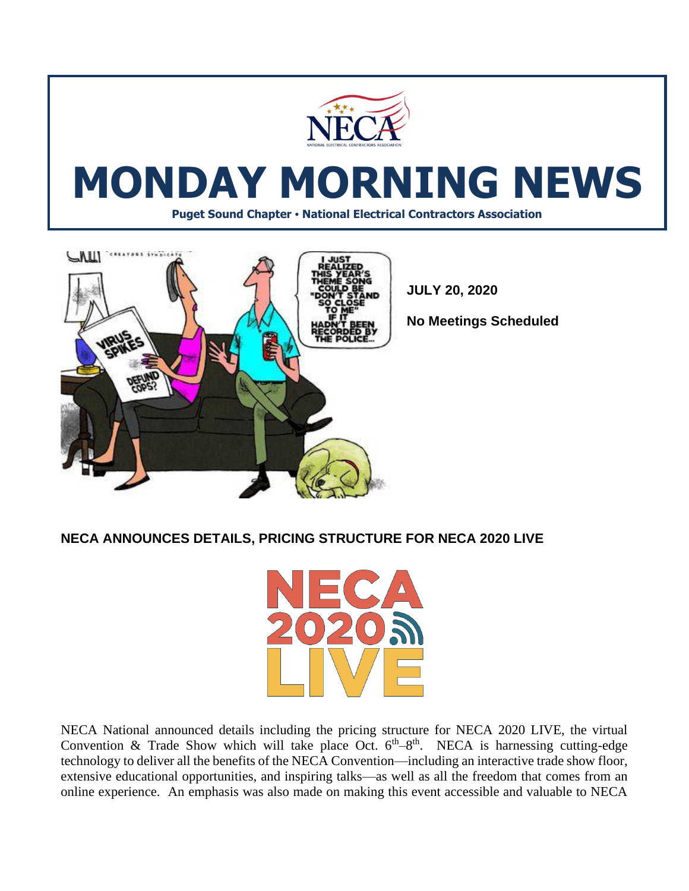# MONDAY MORNING NEWS

**Puget Sound Chapter • National Electrical Contractors Association**

**JULY 20, 2020**

**No Meetings Scheduled**

## NECA ANNOUNCES DETAILS, PRICING STRUCTURE FOR NECA 2020 LIVE

NECA National announced details including the pricing structure for NECA 2020 LIVE, the virtual Convention & Trade Show which will take place Oct. 6th–8th. NECA is harnessing cutting-edge technology to deliver all the benefits of the NECA Convention—including an interactive trade show floor, extensive educational opportunities, and inspiring talks—as well as all the freedom that comes from an online experience. An emphasis was also made on making this event accessible and valuable to NECA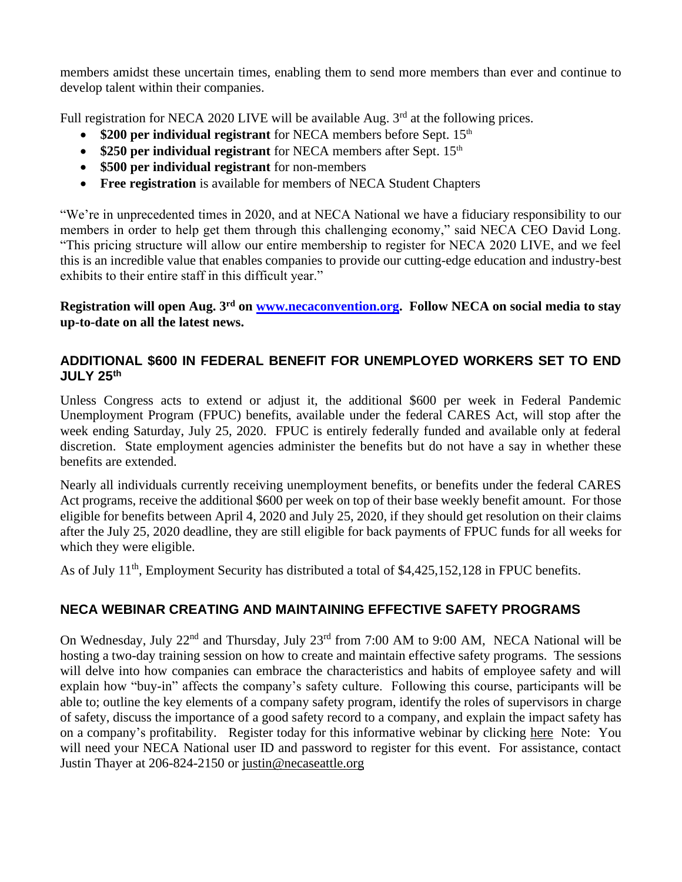members amidst these uncertain times, enabling them to send more members than ever and continue to develop talent within their companies.

Full registration for NECA 2020 LIVE will be available Aug. 3rd at the following prices.

- **$200 per individual registrant** for NECA members before Sept. 15th
- **$250 per individual registrant** for NECA members after Sept. 15th
- **$500 per individual registrant** for non-members
- **Free registration** is available for members of NECA Student Chapters

"We're in unprecedented times in 2020, and at NECA National we have a fiduciary responsibility to our members in order to help get them through this challenging economy," said NECA CEO David Long. "This pricing structure will allow our entire membership to register for NECA 2020 LIVE, and we feel this is an incredible value that enables companies to provide our cutting-edge education and industry-best exhibits to their entire staff in this difficult year."

**Registration will open Aug. 3rd on [www.necaconvention.org](www.necaconvention.org). Follow NECA on social media to stay up-to-date on all the latest news.**

## ADDITIONAL $600 IN FEDERAL BENEFIT FOR UNEMPLOYED WORKERS SET TO END JULY 25th

Unless Congress acts to extend or adjust it, the additional $600 per week in Federal Pandemic Unemployment Program (FPUC) benefits, available under the federal CARES Act, will stop after the week ending Saturday, July 25, 2020. FPUC is entirely federally funded and available only at federal discretion. State employment agencies administer the benefits but do not have a say in whether these benefits are extended.

Nearly all individuals currently receiving unemployment benefits, or benefits under the federal CARES Act programs, receive the additional $600 per week on top of their base weekly benefit amount. For those eligible for benefits between April 4, 2020 and July 25, 2020, if they should get resolution on their claims after the July 25, 2020 deadline, they are still eligible for back payments of FPUC funds for all weeks for which they were eligible.

As of July 11th, Employment Security has distributed a total of $4,425,152,128 in FPUC benefits.

## NECA WEBINAR CREATING AND MAINTAINING EFFECTIVE SAFETY PROGRAMS

On Wednesday, July 22nd and Thursday, July 23rd from 7:00 AM to 9:00 AM, NECA National will be hosting a two-day training session on how to create and maintain effective safety programs. The sessions will delve into how companies can embrace the characteristics and habits of employee safety and will explain how "buy-in" affects the company's safety culture. Following this course, participants will be able to; outline the key elements of a company safety program, identify the roles of supervisors in charge of safety, discuss the importance of a good safety record to a company, and explain the impact safety has on a company's profitability. Register today for this informative webinar by clicking here Note: You will need your NECA National user ID and password to register for this event. For assistance, contact Justin Thayer at 206-824-2150 or justin@necaseattle.org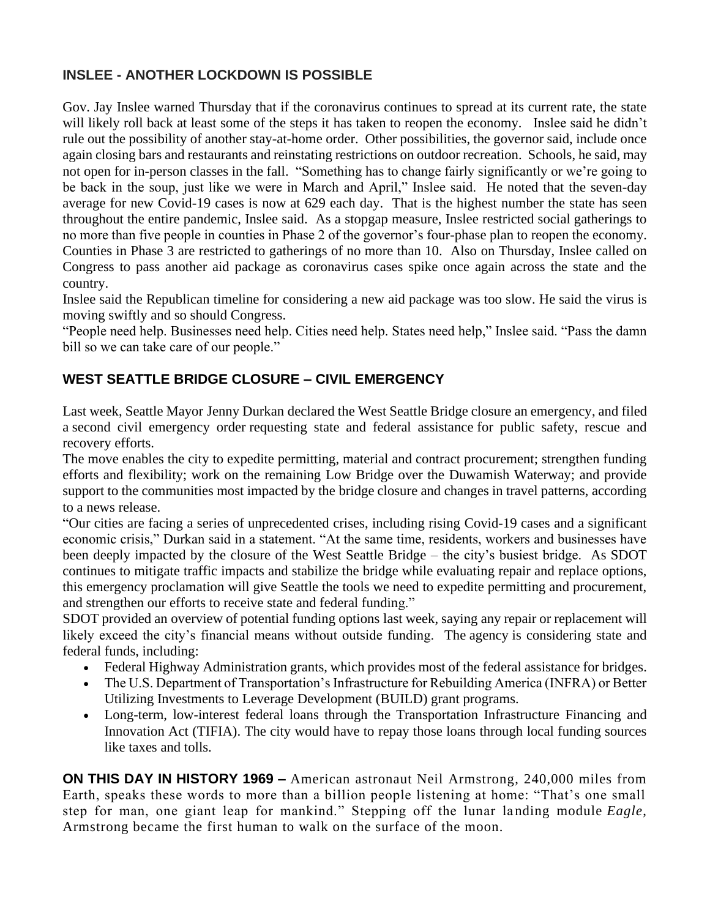## INSLEE - ANOTHER LOCKDOWN IS POSSIBLE

Gov. Jay Inslee warned Thursday that if the coronavirus continues to spread at its current rate, the state will likely roll back at least some of the steps it has taken to reopen the economy. Inslee said he didn't rule out the possibility of another stay-at-home order. Other possibilities, the governor said, include once again closing bars and restaurants and reinstating restrictions on outdoor recreation. Schools, he said, may not open for in-person classes in the fall. "Something has to change fairly significantly or we're going to be back in the soup, just like we were in March and April," Inslee said. He noted that the seven-day average for new Covid-19 cases is now at 629 each day. That is the highest number the state has seen throughout the entire pandemic, Inslee said. As a stopgap measure, Inslee restricted social gatherings to no more than five people in counties in Phase 2 of the governor's four-phase plan to reopen the economy. Counties in Phase 3 are restricted to gatherings of no more than 10. Also on Thursday, Inslee called on Congress to pass another aid package as coronavirus cases spike once again across the state and the country.

Inslee said the Republican timeline for considering a new aid package was too slow. He said the virus is moving swiftly and so should Congress.

"People need help. Businesses need help. Cities need help. States need help," Inslee said. "Pass the damn bill so we can take care of our people."

## WEST SEATTLE BRIDGE CLOSURE – CIVIL EMERGENCY

Last week, Seattle Mayor Jenny Durkan declared the West Seattle Bridge closure an emergency, and filed a second civil emergency order requesting state and federal assistance for public safety, rescue and recovery efforts.

The move enables the city to expedite permitting, material and contract procurement; strengthen funding efforts and flexibility; work on the remaining Low Bridge over the Duwamish Waterway; and provide support to the communities most impacted by the bridge closure and changes in travel patterns, according to a news release.

"Our cities are facing a series of unprecedented crises, including rising Covid-19 cases and a significant economic crisis," Durkan said in a statement. "At the same time, residents, workers and businesses have been deeply impacted by the closure of the West Seattle Bridge – the city's busiest bridge. As SDOT continues to mitigate traffic impacts and stabilize the bridge while evaluating repair and replace options, this emergency proclamation will give Seattle the tools we need to expedite permitting and procurement, and strengthen our efforts to receive state and federal funding."

SDOT provided an overview of potential funding options last week, saying any repair or replacement will likely exceed the city's financial means without outside funding. The agency is considering state and federal funds, including:

- Federal Highway Administration grants, which provides most of the federal assistance for bridges.
- The U.S. Department of Transportation's Infrastructure for Rebuilding America (INFRA) or Better Utilizing Investments to Leverage Development (BUILD) grant programs.
- Long-term, low-interest federal loans through the Transportation Infrastructure Financing and Innovation Act (TIFIA). The city would have to repay those loans through local funding sources like taxes and tolls.

**ON THIS DAY IN HISTORY 1969 –** American astronaut Neil Armstrong, 240,000 miles from Earth, speaks these words to more than a billion people listening at home: "That's one small step for man, one giant leap for mankind." Stepping off the lunar landing module *Eagle*, Armstrong became the first human to walk on the surface of the moon.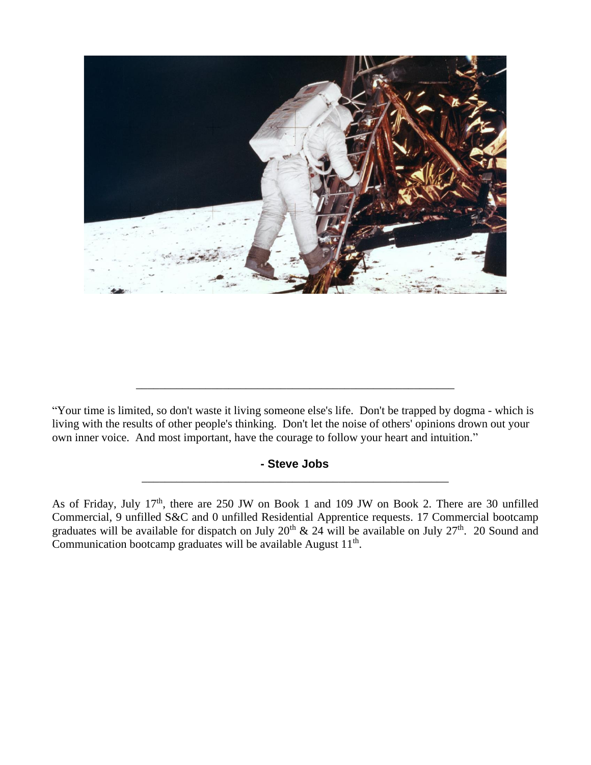---

"Your time is limited, so don't waste it living someone else's life.  Don't be trapped by dogma - which is living with the results of other people's thinking.  Don't let the noise of others' opinions drown out your own inner voice.  And most important, have the courage to follow your heart and intuition."

**- Steve Jobs**

---

As of Friday, July 17th, there are 250 JW on Book 1 and 109 JW on Book 2. There are 30 unfilled Commercial, 9 unfilled S&C and 0 unfilled Residential Apprentice requests. 17 Commercial bootcamp graduates will be available for dispatch on July 20th & 24 will be available on July 27th.  20 Sound and Communication bootcamp graduates will be available August 11th.